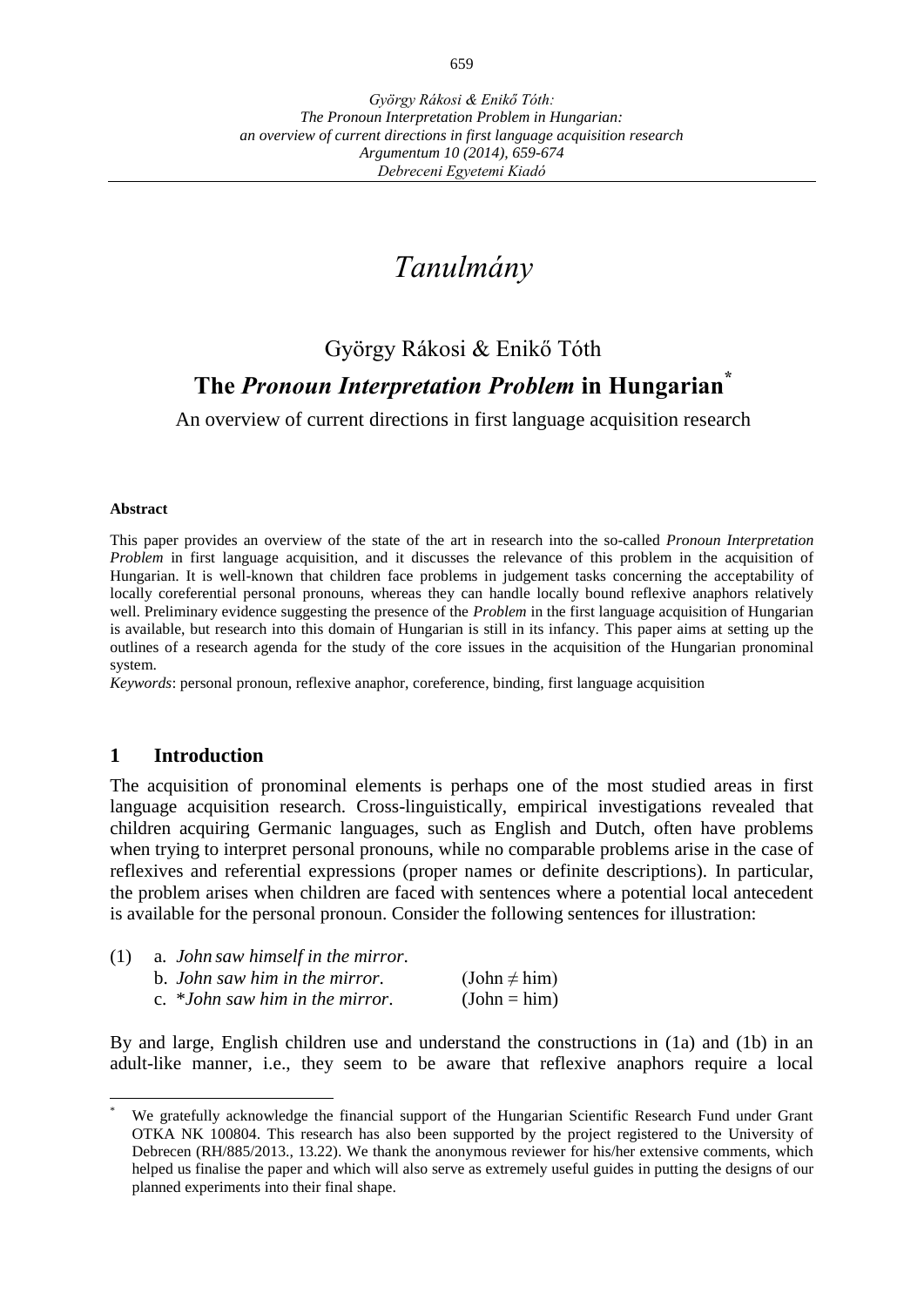*György Rákosi & Enikő Tóth:*
*The Pronoun Interpretation Problem in Hungarian:*
*an overview of current directions in first language acquisition research*
*Argumentum 10 (2014), 659-674*
*Debreceni Egyetemi Kiadó*

# *Tanulmány*

György Rákosi & Enikő Tóth

## The *Pronoun Interpretation Problem* in Hungarian[*]

An overview of current directions in first language acquisition research

**Abstract**

This paper provides an overview of the state of the art in research into the so-called *Pronoun Interpretation Problem* in first language acquisition, and it discusses the relevance of this problem in the acquisition of Hungarian. It is well-known that children face problems in judgement tasks concerning the acceptability of locally coreferential personal pronouns, whereas they can handle locally bound reflexive anaphors relatively well. Preliminary evidence suggesting the presence of the *Problem* in the first language acquisition of Hungarian is available, but research into this domain of Hungarian is still in its infancy. This paper aims at setting up the outlines of a research agenda for the study of the core issues in the acquisition of the Hungarian pronominal system.

*Keywords*: personal pronoun, reflexive anaphor, coreference, binding, first language acquisition

## 1 Introduction

The acquisition of pronominal elements is perhaps one of the most studied areas in first language acquisition research. Cross-linguistically, empirical investigations revealed that children acquiring Germanic languages, such as English and Dutch, often have problems when trying to interpret personal pronouns, while no comparable problems arise in the case of reflexives and referential expressions (proper names or definite descriptions). In particular, the problem arises when children are faced with sentences where a potential local antecedent is available for the personal pronoun. Consider the following sentences for illustration:

(1) a. *John saw himself in the mirror.*
b. *John saw him in the mirror.* (John ≠ him)
c. \**John saw him in the mirror.* (John = him)

By and large, English children use and understand the constructions in (1a) and (1b) in an adult-like manner, i.e., they seem to be aware that reflexive anaphors require a local

---

[*] We gratefully acknowledge the financial support of the Hungarian Scientific Research Fund under Grant OTKA NK 100804. This research has also been supported by the project registered to the University of Debrecen (RH/885/2013., 13.22). We thank the anonymous reviewer for his/her extensive comments, which helped us finalise the paper and which will also serve as extremely useful guides in putting the designs of our planned experiments into their final shape.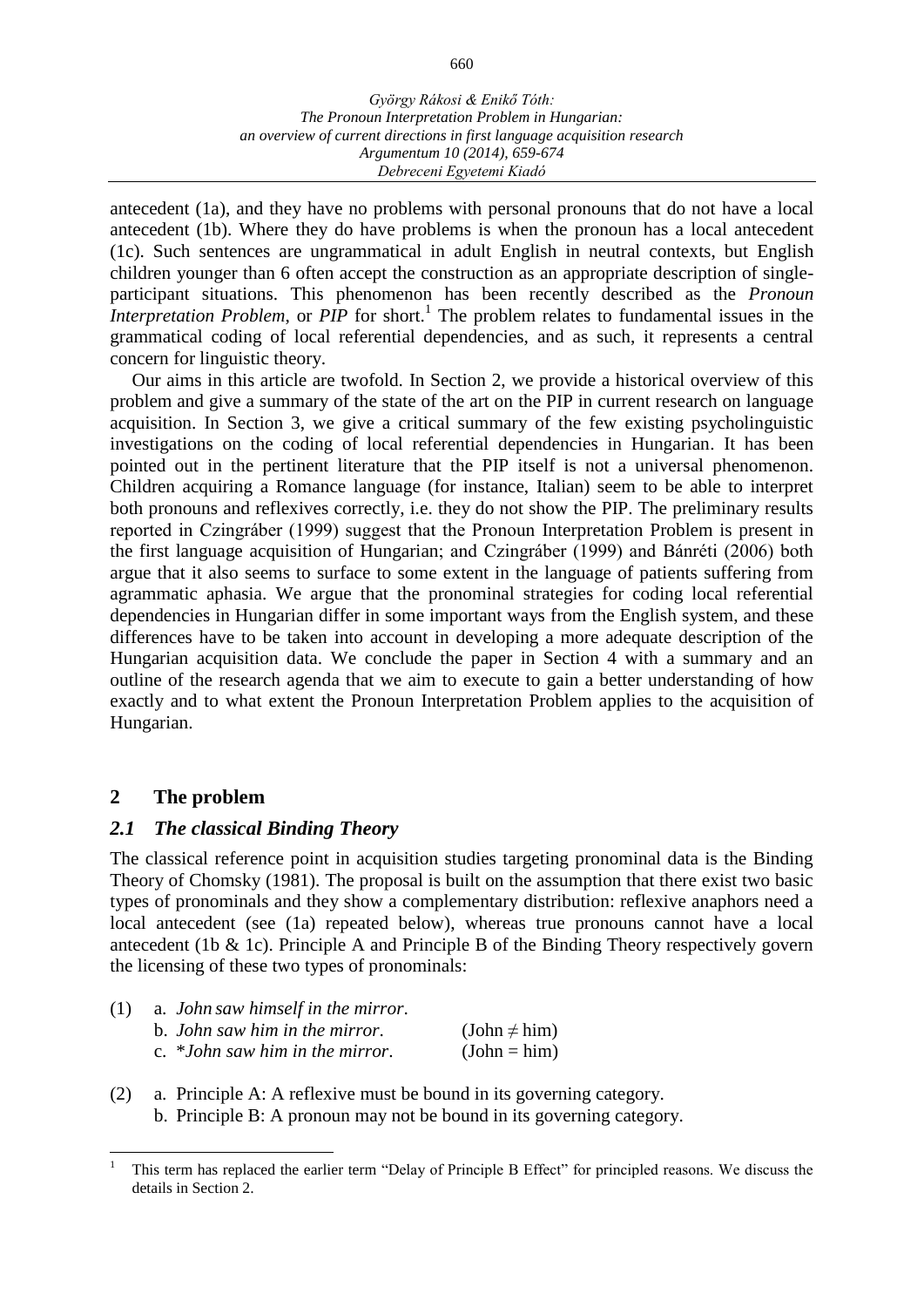antecedent (1a), and they have no problems with personal pronouns that do not have a local antecedent (1b). Where they do have problems is when the pronoun has a local antecedent (1c). Such sentences are ungrammatical in adult English in neutral contexts, but English children younger than 6 often accept the construction as an appropriate description of single-participant situations. This phenomenon has been recently described as the *Pronoun Interpretation Problem*, or *PIP* for short.[1] The problem relates to fundamental issues in the grammatical coding of local referential dependencies, and as such, it represents a central concern for linguistic theory.

Our aims in this article are twofold. In Section 2, we provide a historical overview of this problem and give a summary of the state of the art on the PIP in current research on language acquisition. In Section 3, we give a critical summary of the few existing psycholinguistic investigations on the coding of local referential dependencies in Hungarian. It has been pointed out in the pertinent literature that the PIP itself is not a universal phenomenon. Children acquiring a Romance language (for instance, Italian) seem to be able to interpret both pronouns and reflexives correctly, i.e. they do not show the PIP. The preliminary results reported in Czingráber (1999) suggest that the Pronoun Interpretation Problem is present in the first language acquisition of Hungarian; and Czingráber (1999) and Bánréti (2006) both argue that it also seems to surface to some extent in the language of patients suffering from agrammatic aphasia. We argue that the pronominal strategies for coding local referential dependencies in Hungarian differ in some important ways from the English system, and these differences have to be taken into account in developing a more adequate description of the Hungarian acquisition data. We conclude the paper in Section 4 with a summary and an outline of the research agenda that we aim to execute to gain a better understanding of how exactly and to what extent the Pronoun Interpretation Problem applies to the acquisition of Hungarian.

## 2 The problem

### *2.1 The classical Binding Theory*

The classical reference point in acquisition studies targeting pronominal data is the Binding Theory of Chomsky (1981). The proposal is built on the assumption that there exist two basic types of pronominals and they show a complementary distribution: reflexive anaphors need a local antecedent (see (1a) repeated below), whereas true pronouns cannot have a local antecedent (1b & 1c). Principle A and Principle B of the Binding Theory respectively govern the licensing of these two types of pronominals:

(1) a. *John saw himself in the mirror.*
    b. *John saw him in the mirror.* (John ≠ him)
    c. **John saw him in the mirror.* (John = him)

(2) a. Principle A: A reflexive must be bound in its governing category.
    b. Principle B: A pronoun may not be bound in its governing category.

---

[1] This term has replaced the earlier term "Delay of Principle B Effect" for principled reasons. We discuss the details in Section 2.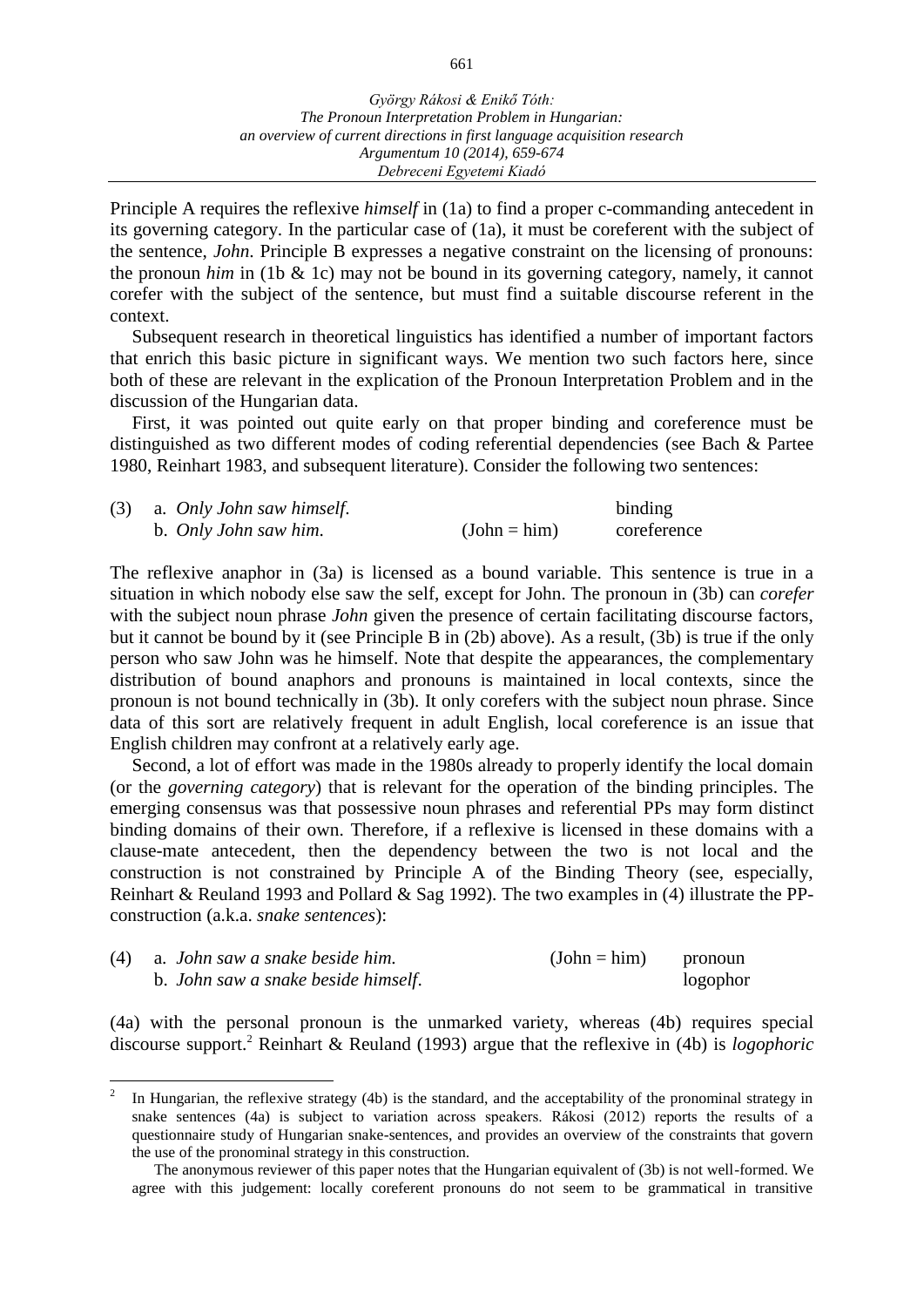Principle A requires the reflexive *himself* in (1a) to find a proper c-commanding antecedent in its governing category. In the particular case of (1a), it must be coreferent with the subject of the sentence, *John*. Principle B expresses a negative constraint on the licensing of pronouns: the pronoun *him* in (1b & 1c) may not be bound in its governing category, namely, it cannot corefer with the subject of the sentence, but must find a suitable discourse referent in the context.

Subsequent research in theoretical linguistics has identified a number of important factors that enrich this basic picture in significant ways. We mention two such factors here, since both of these are relevant in the explication of the Pronoun Interpretation Problem and in the discussion of the Hungarian data.

First, it was pointed out quite early on that proper binding and coreference must be distinguished as two different modes of coding referential dependencies (see Bach & Partee 1980, Reinhart 1983, and subsequent literature). Consider the following two sentences:

(3) a. *Only John saw himself.* binding
b. *Only John saw him.* (John = him) coreference

The reflexive anaphor in (3a) is licensed as a bound variable. This sentence is true in a situation in which nobody else saw the self, except for John. The pronoun in (3b) can *corefer* with the subject noun phrase *John* given the presence of certain facilitating discourse factors, but it cannot be bound by it (see Principle B in (2b) above). As a result, (3b) is true if the only person who saw John was he himself. Note that despite the appearances, the complementary distribution of bound anaphors and pronouns is maintained in local contexts, since the pronoun is not bound technically in (3b). It only corefers with the subject noun phrase. Since data of this sort are relatively frequent in adult English, local coreference is an issue that English children may confront at a relatively early age.

Second, a lot of effort was made in the 1980s already to properly identify the local domain (or the *governing category*) that is relevant for the operation of the binding principles. The emerging consensus was that possessive noun phrases and referential PPs may form distinct binding domains of their own. Therefore, if a reflexive is licensed in these domains with a clause-mate antecedent, then the dependency between the two is not local and the construction is not constrained by Principle A of the Binding Theory (see, especially, Reinhart & Reuland 1993 and Pollard & Sag 1992). The two examples in (4) illustrate the PP-construction (a.k.a. *snake sentences*):

(4) a. *John saw a snake beside him.* (John = him) pronoun
b. *John saw a snake beside himself.* logophor

(4a) with the personal pronoun is the unmarked variety, whereas (4b) requires special discourse support.[2] Reinhart & Reuland (1993) argue that the reflexive in (4b) is *logophoric*

---

[2] In Hungarian, the reflexive strategy (4b) is the standard, and the acceptability of the pronominal strategy in snake sentences (4a) is subject to variation across speakers. Rákosi (2012) reports the results of a questionnaire study of Hungarian snake-sentences, and provides an overview of the constraints that govern the use of the pronominal strategy in this construction.

The anonymous reviewer of this paper notes that the Hungarian equivalent of (3b) is not well-formed. We agree with this judgement: locally coreferent pronouns do not seem to be grammatical in transitive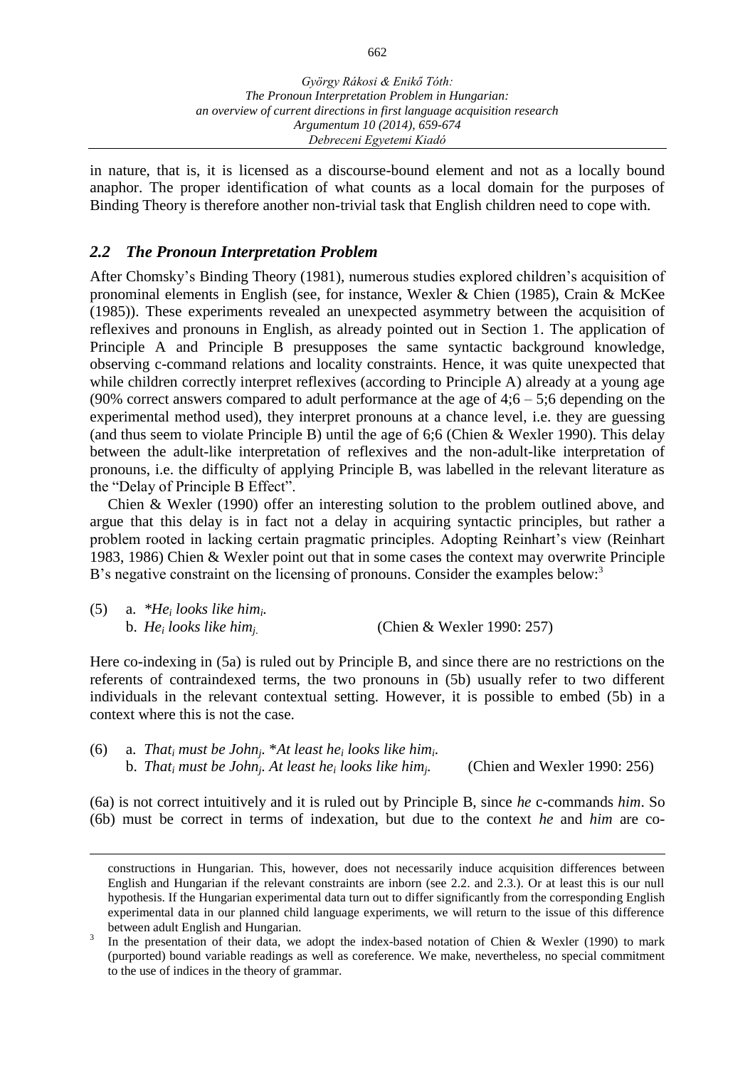in nature, that is, it is licensed as a discourse-bound element and not as a locally bound anaphor. The proper identification of what counts as a local domain for the purposes of Binding Theory is therefore another non-trivial task that English children need to cope with.

## *2.2 The Pronoun Interpretation Problem*

After Chomsky's Binding Theory (1981), numerous studies explored children's acquisition of pronominal elements in English (see, for instance, Wexler & Chien (1985), Crain & McKee (1985)). These experiments revealed an unexpected asymmetry between the acquisition of reflexives and pronouns in English, as already pointed out in Section 1. The application of Principle A and Principle B presupposes the same syntactic background knowledge, observing c-command relations and locality constraints. Hence, it was quite unexpected that while children correctly interpret reflexives (according to Principle A) already at a young age (90% correct answers compared to adult performance at the age of 4;6 – 5;6 depending on the experimental method used), they interpret pronouns at a chance level, i.e. they are guessing (and thus seem to violate Principle B) until the age of 6;6 (Chien & Wexler 1990). This delay between the adult-like interpretation of reflexives and the non-adult-like interpretation of pronouns, i.e. the difficulty of applying Principle B, was labelled in the relevant literature as the "Delay of Principle B Effect".

Chien & Wexler (1990) offer an interesting solution to the problem outlined above, and argue that this delay is in fact not a delay in acquiring syntactic principles, but rather a problem rooted in lacking certain pragmatic principles. Adopting Reinhart's view (Reinhart 1983, 1986) Chien & Wexler point out that in some cases the context may overwrite Principle B's negative constraint on the licensing of pronouns. Consider the examples below:[3]

(5) a. *\*He$_i$ looks like him$_i$.*
b. *He$_i$ looks like him$_j$.* (Chien & Wexler 1990: 257)

Here co-indexing in (5a) is ruled out by Principle B, and since there are no restrictions on the referents of contraindexed terms, the two pronouns in (5b) usually refer to two different individuals in the relevant contextual setting. However, it is possible to embed (5b) in a context where this is not the case.

(6) a. *That$_i$ must be John$_j$. \*At least he$_i$ looks like him$_i$.*
b. *That$_i$ must be John$_j$. At least he$_i$ looks like him$_j$.* (Chien and Wexler 1990: 256)

(6a) is not correct intuitively and it is ruled out by Principle B, since *he* c-commands *him*. So (6b) must be correct in terms of indexation, but due to the context *he* and *him* are co-

constructions in Hungarian. This, however, does not necessarily induce acquisition differences between English and Hungarian if the relevant constraints are inborn (see 2.2. and 2.3.). Or at least this is our null hypothesis. If the Hungarian experimental data turn out to differ significantly from the corresponding English experimental data in our planned child language experiments, we will return to the issue of this difference between adult English and Hungarian.

[3] In the presentation of their data, we adopt the index-based notation of Chien & Wexler (1990) to mark (purported) bound variable readings as well as coreference. We make, nevertheless, no special commitment to the use of indices in the theory of grammar.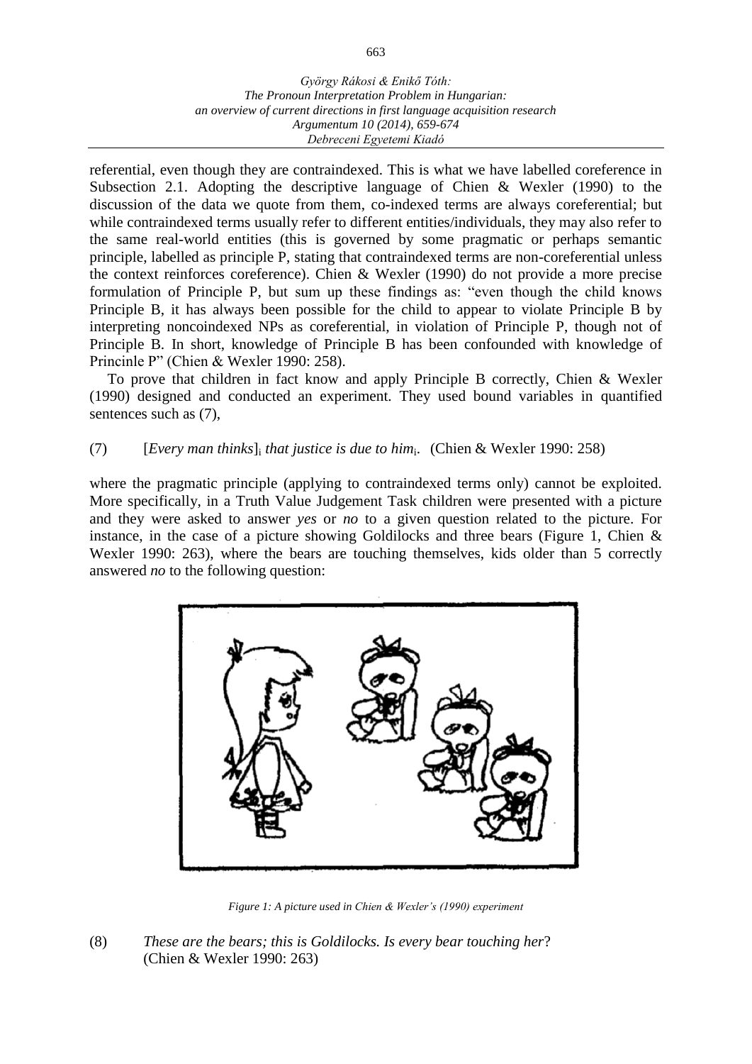referential, even though they are contraindexed. This is what we have labelled coreference in Subsection 2.1. Adopting the descriptive language of Chien & Wexler (1990) to the discussion of the data we quote from them, co-indexed terms are always coreferential; but while contraindexed terms usually refer to different entities/individuals, they may also refer to the same real-world entities (this is governed by some pragmatic or perhaps semantic principle, labelled as principle P, stating that contraindexed terms are non-coreferential unless the context reinforces coreference). Chien & Wexler (1990) do not provide a more precise formulation of Principle P, but sum up these findings as: "even though the child knows Principle B, it has always been possible for the child to appear to violate Principle B by interpreting noncoindexed NPs as coreferential, in violation of Principle P, though not of Principle B. In short, knowledge of Principle B has been confounded with knowledge of Princinle P" (Chien & Wexler 1990: 258).

To prove that children in fact know and apply Principle B correctly, Chien & Wexler (1990) designed and conducted an experiment. They used bound variables in quantified sentences such as (7),

(7) [*Every man thinks*]$_i$ *that justice is due to him*$_i$. (Chien & Wexler 1990: 258)

where the pragmatic principle (applying to contraindexed terms only) cannot be exploited. More specifically, in a Truth Value Judgement Task children were presented with a picture and they were asked to answer *yes* or *no* to a given question related to the picture. For instance, in the case of a picture showing Goldilocks and three bears (Figure 1, Chien & Wexler 1990: 263), where the bears are touching themselves, kids older than 5 correctly answered *no* to the following question:

*Figure 1: A picture used in Chien & Wexler's (1990) experiment*

(8) *These are the bears; this is Goldilocks. Is every bear touching her*?
(Chien & Wexler 1990: 263)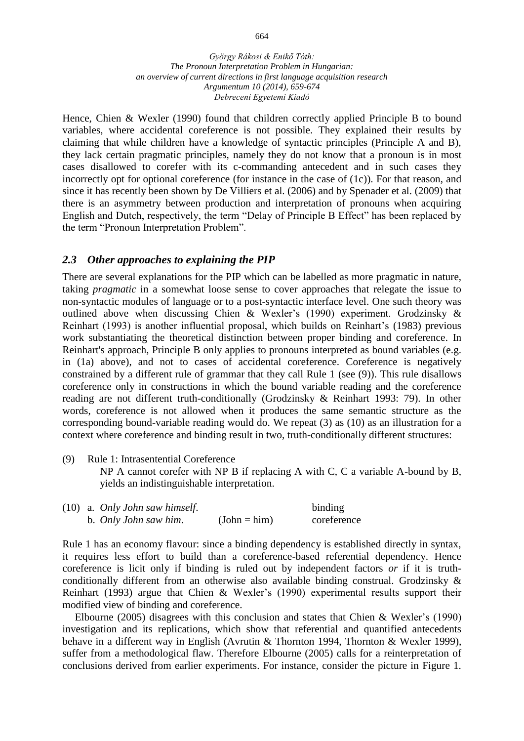Hence, Chien & Wexler (1990) found that children correctly applied Principle B to bound variables, where accidental coreference is not possible. They explained their results by claiming that while children have a knowledge of syntactic principles (Principle A and B), they lack certain pragmatic principles, namely they do not know that a pronoun is in most cases disallowed to corefer with its c-commanding antecedent and in such cases they incorrectly opt for optional coreference (for instance in the case of (1c)). For that reason, and since it has recently been shown by De Villiers et al. (2006) and by Spenader et al. (2009) that there is an asymmetry between production and interpretation of pronouns when acquiring English and Dutch, respectively, the term "Delay of Principle B Effect" has been replaced by the term "Pronoun Interpretation Problem".

### *2.3 Other approaches to explaining the PIP*

There are several explanations for the PIP which can be labelled as more pragmatic in nature, taking *pragmatic* in a somewhat loose sense to cover approaches that relegate the issue to non-syntactic modules of language or to a post-syntactic interface level. One such theory was outlined above when discussing Chien & Wexler's (1990) experiment. Grodzinsky & Reinhart (1993) is another influential proposal, which builds on Reinhart's (1983) previous work substantiating the theoretical distinction between proper binding and coreference. In Reinhart's approach, Principle B only applies to pronouns interpreted as bound variables (e.g. in (1a) above), and not to cases of accidental coreference. Coreference is negatively constrained by a different rule of grammar that they call Rule 1 (see (9)). This rule disallows coreference only in constructions in which the bound variable reading and the coreference reading are not different truth-conditionally (Grodzinsky & Reinhart 1993: 79). In other words, coreference is not allowed when it produces the same semantic structure as the corresponding bound-variable reading would do. We repeat (3) as (10) as an illustration for a context where coreference and binding result in two, truth-conditionally different structures:

(9) Rule 1: Intrasentential Coreference
NP A cannot corefer with NP B if replacing A with C, C a variable A-bound by B, yields an indistinguishable interpretation.

(10) a. *Only John saw himself.* binding
b. *Only John saw him.* (John = him) coreference

Rule 1 has an economy flavour: since a binding dependency is established directly in syntax, it requires less effort to build than a coreference-based referential dependency. Hence coreference is licit only if binding is ruled out by independent factors *or* if it is truth-conditionally different from an otherwise also available binding construal. Grodzinsky & Reinhart (1993) argue that Chien & Wexler's (1990) experimental results support their modified view of binding and coreference.

Elbourne (2005) disagrees with this conclusion and states that Chien & Wexler's (1990) investigation and its replications, which show that referential and quantified antecedents behave in a different way in English (Avrutin & Thornton 1994, Thornton & Wexler 1999), suffer from a methodological flaw. Therefore Elbourne (2005) calls for a reinterpretation of conclusions derived from earlier experiments. For instance, consider the picture in Figure 1.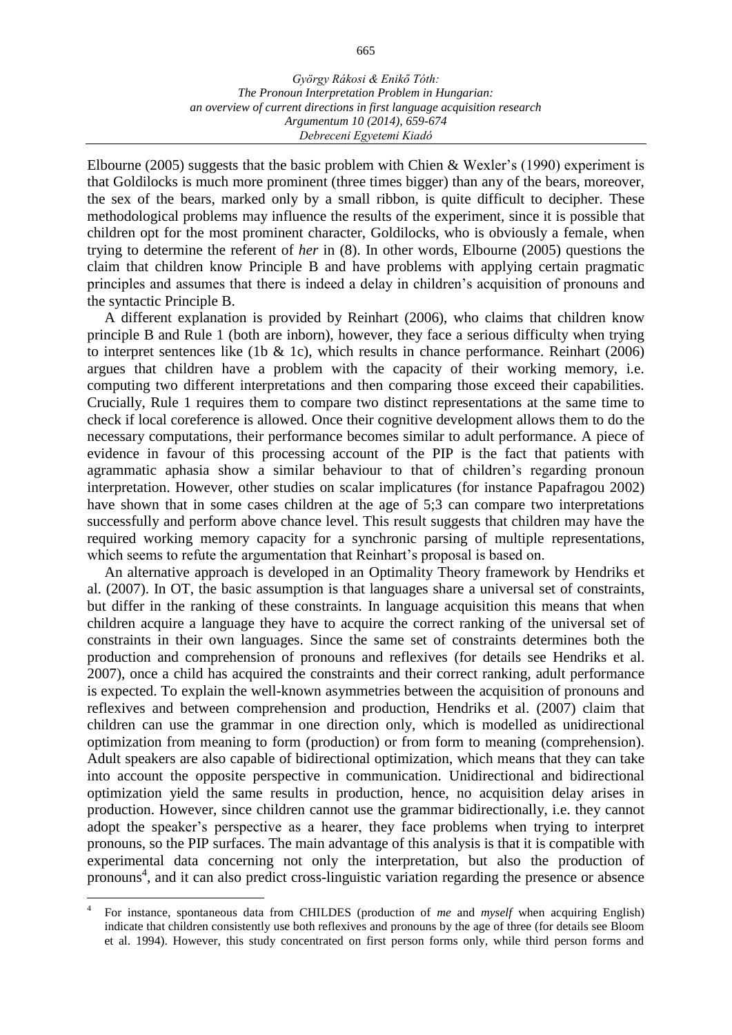Elbourne (2005) suggests that the basic problem with Chien & Wexler's (1990) experiment is that Goldilocks is much more prominent (three times bigger) than any of the bears, moreover, the sex of the bears, marked only by a small ribbon, is quite difficult to decipher. These methodological problems may influence the results of the experiment, since it is possible that children opt for the most prominent character, Goldilocks, who is obviously a female, when trying to determine the referent of *her* in (8). In other words, Elbourne (2005) questions the claim that children know Principle B and have problems with applying certain pragmatic principles and assumes that there is indeed a delay in children's acquisition of pronouns and the syntactic Principle B.

A different explanation is provided by Reinhart (2006), who claims that children know principle B and Rule 1 (both are inborn), however, they face a serious difficulty when trying to interpret sentences like (1b & 1c), which results in chance performance. Reinhart (2006) argues that children have a problem with the capacity of their working memory, i.e. computing two different interpretations and then comparing those exceed their capabilities. Crucially, Rule 1 requires them to compare two distinct representations at the same time to check if local coreference is allowed. Once their cognitive development allows them to do the necessary computations, their performance becomes similar to adult performance. A piece of evidence in favour of this processing account of the PIP is the fact that patients with agrammatic aphasia show a similar behaviour to that of children's regarding pronoun interpretation. However, other studies on scalar implicatures (for instance Papafragou 2002) have shown that in some cases children at the age of 5;3 can compare two interpretations successfully and perform above chance level. This result suggests that children may have the required working memory capacity for a synchronic parsing of multiple representations, which seems to refute the argumentation that Reinhart's proposal is based on.

An alternative approach is developed in an Optimality Theory framework by Hendriks et al. (2007). In OT, the basic assumption is that languages share a universal set of constraints, but differ in the ranking of these constraints. In language acquisition this means that when children acquire a language they have to acquire the correct ranking of the universal set of constraints in their own languages. Since the same set of constraints determines both the production and comprehension of pronouns and reflexives (for details see Hendriks et al. 2007), once a child has acquired the constraints and their correct ranking, adult performance is expected. To explain the well-known asymmetries between the acquisition of pronouns and reflexives and between comprehension and production, Hendriks et al. (2007) claim that children can use the grammar in one direction only, which is modelled as unidirectional optimization from meaning to form (production) or from form to meaning (comprehension). Adult speakers are also capable of bidirectional optimization, which means that they can take into account the opposite perspective in communication. Unidirectional and bidirectional optimization yield the same results in production, hence, no acquisition delay arises in production. However, since children cannot use the grammar bidirectionally, i.e. they cannot adopt the speaker's perspective as a hearer, they face problems when trying to interpret pronouns, so the PIP surfaces. The main advantage of this analysis is that it is compatible with experimental data concerning not only the interpretation, but also the production of pronouns[4], and it can also predict cross-linguistic variation regarding the presence or absence

---

[4] For instance, spontaneous data from CHILDES (production of *me* and *myself* when acquiring English) indicate that children consistently use both reflexives and pronouns by the age of three (for details see Bloom et al. 1994). However, this study concentrated on first person forms only, while third person forms and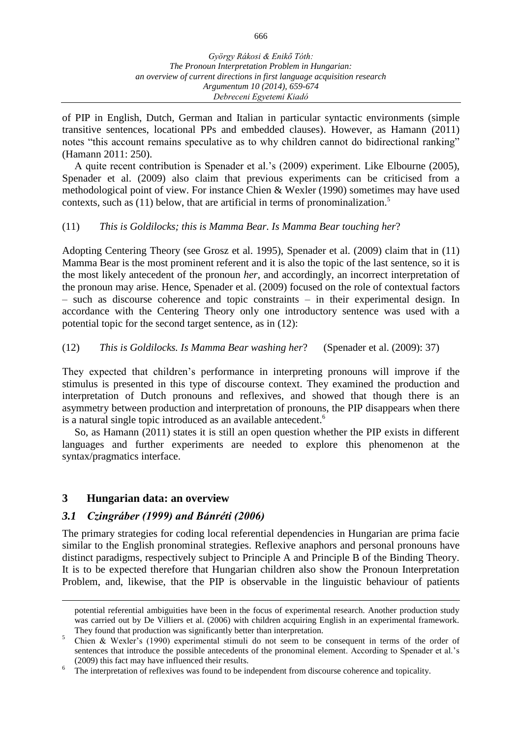of PIP in English, Dutch, German and Italian in particular syntactic environments (simple transitive sentences, locational PPs and embedded clauses). However, as Hamann (2011) notes "this account remains speculative as to why children cannot do bidirectional ranking" (Hamann 2011: 250).

A quite recent contribution is Spenader et al.'s (2009) experiment. Like Elbourne (2005), Spenader et al. (2009) also claim that previous experiments can be criticised from a methodological point of view. For instance Chien & Wexler (1990) sometimes may have used contexts, such as (11) below, that are artificial in terms of pronominalization.[5]

(11) *This is Goldilocks; this is Mamma Bear. Is Mamma Bear touching her*?

Adopting Centering Theory (see Grosz et al. 1995), Spenader et al. (2009) claim that in (11) Mamma Bear is the most prominent referent and it is also the topic of the last sentence, so it is the most likely antecedent of the pronoun *her*, and accordingly, an incorrect interpretation of the pronoun may arise. Hence, Spenader et al. (2009) focused on the role of contextual factors – such as discourse coherence and topic constraints – in their experimental design. In accordance with the Centering Theory only one introductory sentence was used with a potential topic for the second target sentence, as in (12):

(12) *This is Goldilocks. Is Mamma Bear washing her*? (Spenader et al. (2009): 37)

They expected that children's performance in interpreting pronouns will improve if the stimulus is presented in this type of discourse context. They examined the production and interpretation of Dutch pronouns and reflexives, and showed that though there is an asymmetry between production and interpretation of pronouns, the PIP disappears when there is a natural single topic introduced as an available antecedent.[6]

So, as Hamann (2011) states it is still an open question whether the PIP exists in different languages and further experiments are needed to explore this phenomenon at the syntax/pragmatics interface.

## 3 Hungarian data: an overview

### *3.1 Czingráber (1999) and Bánréti (2006)*

The primary strategies for coding local referential dependencies in Hungarian are prima facie similar to the English pronominal strategies. Reflexive anaphors and personal pronouns have distinct paradigms, respectively subject to Principle A and Principle B of the Binding Theory. It is to be expected therefore that Hungarian children also show the Pronoun Interpretation Problem, and, likewise, that the PIP is observable in the linguistic behaviour of patients

---

potential referential ambiguities have been in the focus of experimental research. Another production study was carried out by De Villiers et al. (2006) with children acquiring English in an experimental framework. They found that production was significantly better than interpretation.

[5] Chien & Wexler's (1990) experimental stimuli do not seem to be consequent in terms of the order of sentences that introduce the possible antecedents of the pronominal element. According to Spenader et al.'s (2009) this fact may have influenced their results.

[6] The interpretation of reflexives was found to be independent from discourse coherence and topicality.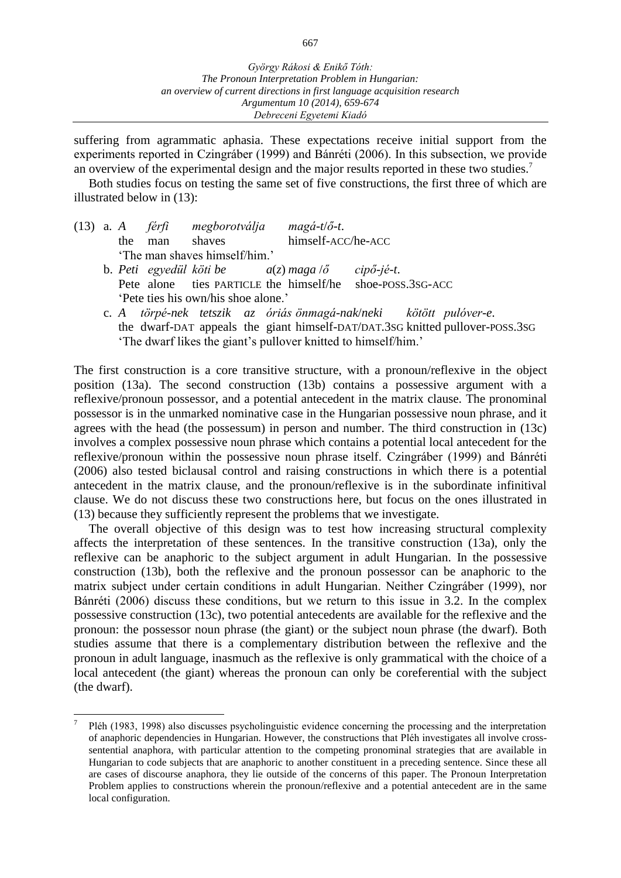suffering from agrammatic aphasia. These expectations receive initial support from the experiments reported in Czingráber (1999) and Bánréti (2006). In this subsection, we provide an overview of the experimental design and the major results reported in these two studies.[7]

Both studies focus on testing the same set of five constructions, the first three of which are illustrated below in (13):

(13) a. *A férfi megborotválja magá-t/ő-t.*
the man shaves himself-ACC/he-ACC
'The man shaves himself/him.'

b. *Peti egyedül köti be a(z) maga /ő cipő-jé-t.*
Pete alone ties PARTICLE the himself/he shoe-POSS.3SG-ACC
'Pete ties his own/his shoe alone.'

c. *A törpé-nek tetszik az óriás önmagá-nak/neki kötött pulóver-e.*
the dwarf-DAT appeals the giant himself-DAT/DAT.3SG knitted pullover-POSS.3SG
'The dwarf likes the giant's pullover knitted to himself/him.'

The first construction is a core transitive structure, with a pronoun/reflexive in the object position (13a). The second construction (13b) contains a possessive argument with a reflexive/pronoun possessor, and a potential antecedent in the matrix clause. The pronominal possessor is in the unmarked nominative case in the Hungarian possessive noun phrase, and it agrees with the head (the possessum) in person and number. The third construction in (13c) involves a complex possessive noun phrase which contains a potential local antecedent for the reflexive/pronoun within the possessive noun phrase itself. Czingráber (1999) and Bánréti (2006) also tested biclausal control and raising constructions in which there is a potential antecedent in the matrix clause, and the pronoun/reflexive is in the subordinate infinitival clause. We do not discuss these two constructions here, but focus on the ones illustrated in (13) because they sufficiently represent the problems that we investigate.

The overall objective of this design was to test how increasing structural complexity affects the interpretation of these sentences. In the transitive construction (13a), only the reflexive can be anaphoric to the subject argument in adult Hungarian. In the possessive construction (13b), both the reflexive and the pronoun possessor can be anaphoric to the matrix subject under certain conditions in adult Hungarian. Neither Czingráber (1999), nor Bánréti (2006) discuss these conditions, but we return to this issue in 3.2. In the complex possessive construction (13c), two potential antecedents are available for the reflexive and the pronoun: the possessor noun phrase (the giant) or the subject noun phrase (the dwarf). Both studies assume that there is a complementary distribution between the reflexive and the pronoun in adult language, inasmuch as the reflexive is only grammatical with the choice of a local antecedent (the giant) whereas the pronoun can only be coreferential with the subject (the dwarf).

[7] Pléh (1983, 1998) also discusses psycholinguistic evidence concerning the processing and the interpretation of anaphoric dependencies in Hungarian. However, the constructions that Pléh investigates all involve cross-sentential anaphora, with particular attention to the competing pronominal strategies that are available in Hungarian to code subjects that are anaphoric to another constituent in a preceding sentence. Since these all are cases of discourse anaphora, they lie outside of the concerns of this paper. The Pronoun Interpretation Problem applies to constructions wherein the pronoun/reflexive and a potential antecedent are in the same local configuration.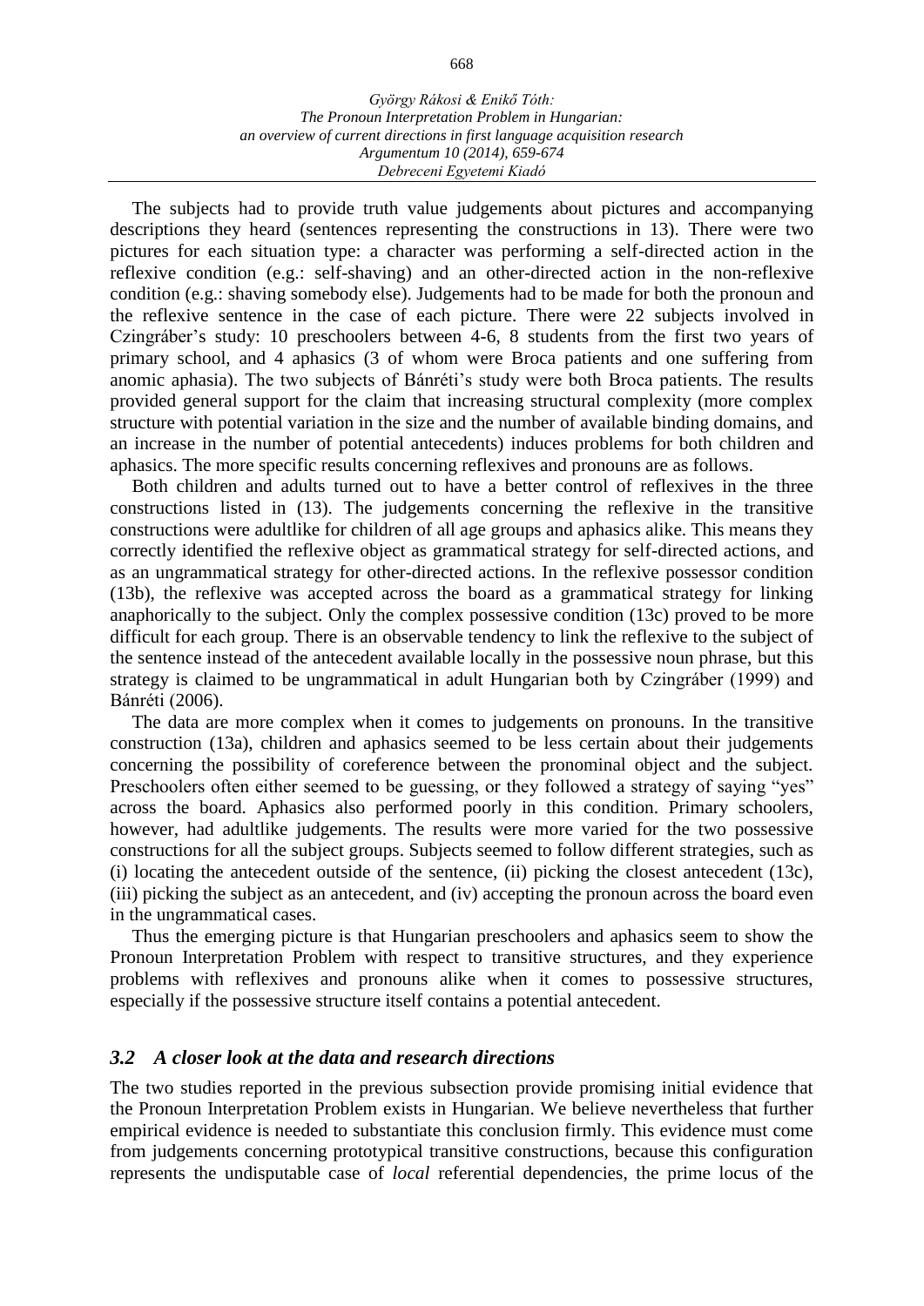The subjects had to provide truth value judgements about pictures and accompanying descriptions they heard (sentences representing the constructions in 13). There were two pictures for each situation type: a character was performing a self-directed action in the reflexive condition (e.g.: self-shaving) and an other-directed action in the non-reflexive condition (e.g.: shaving somebody else). Judgements had to be made for both the pronoun and the reflexive sentence in the case of each picture. There were 22 subjects involved in Czingráber's study: 10 preschoolers between 4-6, 8 students from the first two years of primary school, and 4 aphasics (3 of whom were Broca patients and one suffering from anomic aphasia). The two subjects of Bánréti's study were both Broca patients. The results provided general support for the claim that increasing structural complexity (more complex structure with potential variation in the size and the number of available binding domains, and an increase in the number of potential antecedents) induces problems for both children and aphasics. The more specific results concerning reflexives and pronouns are as follows.

Both children and adults turned out to have a better control of reflexives in the three constructions listed in (13). The judgements concerning the reflexive in the transitive constructions were adultlike for children of all age groups and aphasics alike. This means they correctly identified the reflexive object as grammatical strategy for self-directed actions, and as an ungrammatical strategy for other-directed actions. In the reflexive possessor condition (13b), the reflexive was accepted across the board as a grammatical strategy for linking anaphorically to the subject. Only the complex possessive condition (13c) proved to be more difficult for each group. There is an observable tendency to link the reflexive to the subject of the sentence instead of the antecedent available locally in the possessive noun phrase, but this strategy is claimed to be ungrammatical in adult Hungarian both by Czingráber (1999) and Bánréti (2006).

The data are more complex when it comes to judgements on pronouns. In the transitive construction (13a), children and aphasics seemed to be less certain about their judgements concerning the possibility of coreference between the pronominal object and the subject. Preschoolers often either seemed to be guessing, or they followed a strategy of saying "yes" across the board. Aphasics also performed poorly in this condition. Primary schoolers, however, had adultlike judgements. The results were more varied for the two possessive constructions for all the subject groups. Subjects seemed to follow different strategies, such as (i) locating the antecedent outside of the sentence, (ii) picking the closest antecedent (13c), (iii) picking the subject as an antecedent, and (iv) accepting the pronoun across the board even in the ungrammatical cases.

Thus the emerging picture is that Hungarian preschoolers and aphasics seem to show the Pronoun Interpretation Problem with respect to transitive structures, and they experience problems with reflexives and pronouns alike when it comes to possessive structures, especially if the possessive structure itself contains a potential antecedent.

### *3.2 A closer look at the data and research directions*

The two studies reported in the previous subsection provide promising initial evidence that the Pronoun Interpretation Problem exists in Hungarian. We believe nevertheless that further empirical evidence is needed to substantiate this conclusion firmly. This evidence must come from judgements concerning prototypical transitive constructions, because this configuration represents the undisputable case of *local* referential dependencies, the prime locus of the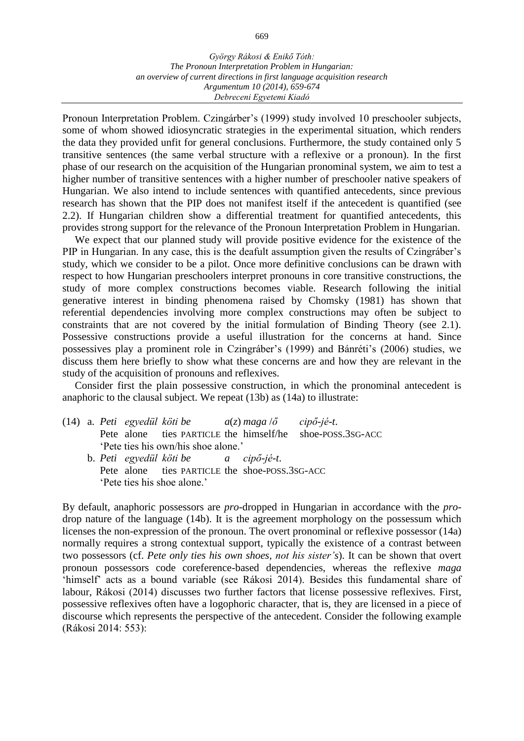Pronoun Interpretation Problem. Czingárber's (1999) study involved 10 preschooler subjects, some of whom showed idiosyncratic strategies in the experimental situation, which renders the data they provided unfit for general conclusions. Furthermore, the study contained only 5 transitive sentences (the same verbal structure with a reflexive or a pronoun). In the first phase of our research on the acquisition of the Hungarian pronominal system, we aim to test a higher number of transitive sentences with a higher number of preschooler native speakers of Hungarian. We also intend to include sentences with quantified antecedents, since previous research has shown that the PIP does not manifest itself if the antecedent is quantified (see 2.2). If Hungarian children show a differential treatment for quantified antecedents, this provides strong support for the relevance of the Pronoun Interpretation Problem in Hungarian.

We expect that our planned study will provide positive evidence for the existence of the PIP in Hungarian. In any case, this is the deafult assumption given the results of Czingráber's study, which we consider to be a pilot. Once more definitive conclusions can be drawn with respect to how Hungarian preschoolers interpret pronouns in core transitive constructions, the study of more complex constructions becomes viable. Research following the initial generative interest in binding phenomena raised by Chomsky (1981) has shown that referential dependencies involving more complex constructions may often be subject to constraints that are not covered by the initial formulation of Binding Theory (see 2.1). Possessive constructions provide a useful illustration for the concerns at hand. Since possessives play a prominent role in Czingráber's (1999) and Bánréti's (2006) studies, we discuss them here briefly to show what these concerns are and how they are relevant in the study of the acquisition of pronouns and reflexives.

Consider first the plain possessive construction, in which the pronominal antecedent is anaphoric to the clausal subject. We repeat (13b) as (14a) to illustrate:

(14) a. *Peti egyedül köti be a(z) maga / ő cipő-jé-t.*
Pete alone ties PARTICLE the himself/he shoe-POSS.3SG-ACC
'Pete ties his own/his shoe alone.'

b. *Peti egyedül köti be a cipő-jé-t.*
Pete alone ties PARTICLE the shoe-POSS.3SG-ACC
'Pete ties his shoe alone.'

By default, anaphoric possessors are *pro*-dropped in Hungarian in accordance with the *pro*-drop nature of the language (14b). It is the agreement morphology on the possessum which licenses the non-expression of the pronoun. The overt pronominal or reflexive possessor (14a) normally requires a strong contextual support, typically the existence of a contrast between two possessors (cf. *Pete only ties his own shoes, not his sister's*). It can be shown that overt pronoun possessors code coreference-based dependencies, whereas the reflexive *maga* 'himself' acts as a bound variable (see Rákosi 2014). Besides this fundamental share of labour, Rákosi (2014) discusses two further factors that license possessive reflexives. First, possessive reflexives often have a logophoric character, that is, they are licensed in a piece of discourse which represents the perspective of the antecedent. Consider the following example (Rákosi 2014: 553):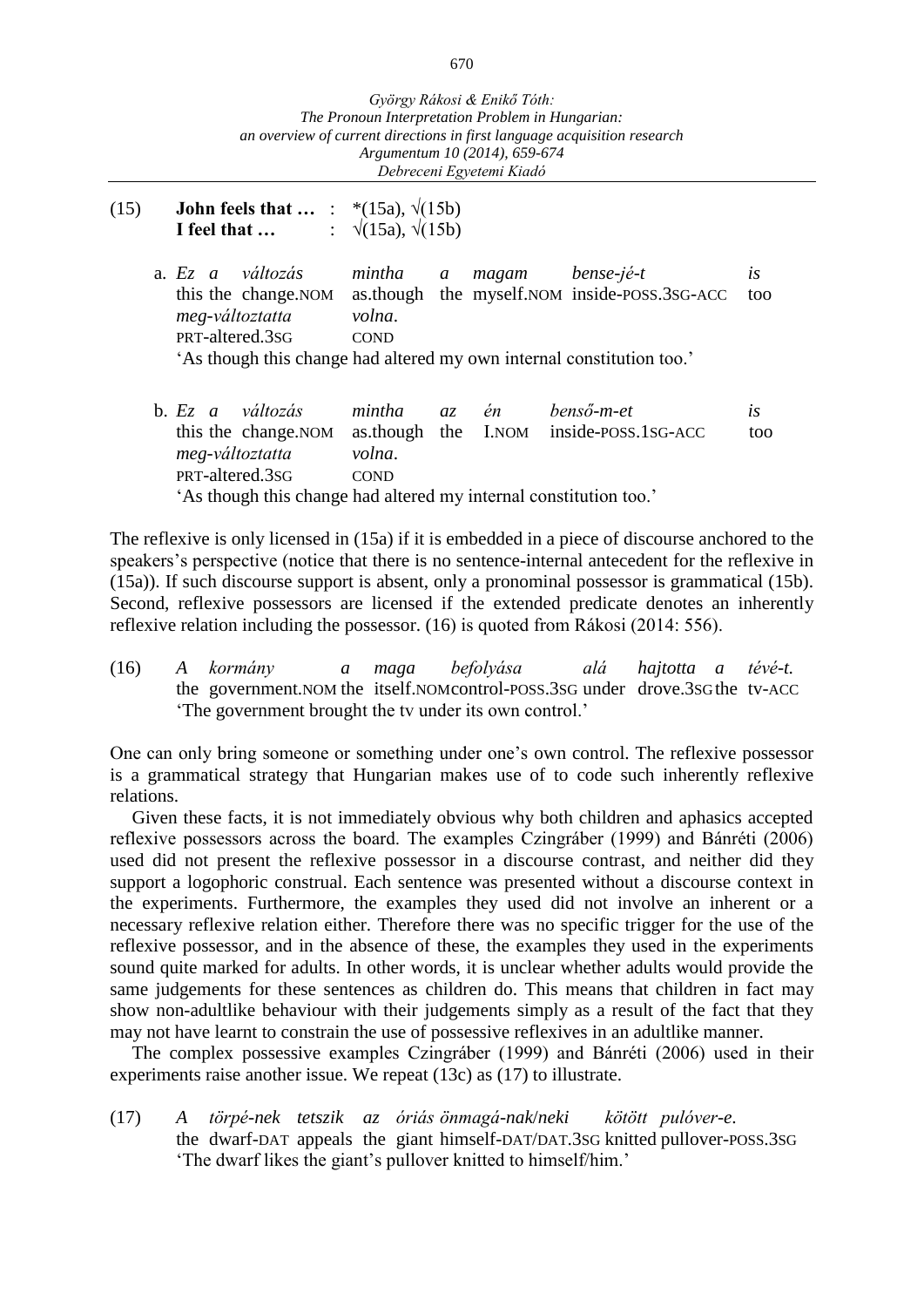(15) **John feels that …** : *(15a), √(15b)
**I feel that …** : √(15a), √(15b)

a. *Ez a változás mintha a magam bense-jé-t is*
this the change.NOM as.though the myself.NOM inside-POSS.3SG-ACC too
*meg-változtatta volna.*
PRT-altered.3SG COND
'As though this change had altered my own internal constitution too.'

b. *Ez a változás mintha az én benső-m-et is*
this the change.NOM as.though the I.NOM inside-POSS.1SG-ACC too
*meg-változtatta volna.*
PRT-altered.3SG COND
'As though this change had altered my internal constitution too.'

The reflexive is only licensed in (15a) if it is embedded in a piece of discourse anchored to the speakers's perspective (notice that there is no sentence-internal antecedent for the reflexive in (15a)). If such discourse support is absent, only a pronominal possessor is grammatical (15b). Second, reflexive possessors are licensed if the extended predicate denotes an inherently reflexive relation including the possessor. (16) is quoted from Rákosi (2014: 556).

(16) *A kormány a maga befolyása alá hajtotta a tévé-t.*
the government.NOM the itself.NOM control-POSS.3SG under drove.3SG the tv-ACC
'The government brought the tv under its own control.'

One can only bring someone or something under one's own control. The reflexive possessor is a grammatical strategy that Hungarian makes use of to code such inherently reflexive relations.

Given these facts, it is not immediately obvious why both children and aphasics accepted reflexive possessors across the board. The examples Czingráber (1999) and Bánréti (2006) used did not present the reflexive possessor in a discourse contrast, and neither did they support a logophoric construal. Each sentence was presented without a discourse context in the experiments. Furthermore, the examples they used did not involve an inherent or a necessary reflexive relation either. Therefore there was no specific trigger for the use of the reflexive possessor, and in the absence of these, the examples they used in the experiments sound quite marked for adults. In other words, it is unclear whether adults would provide the same judgements for these sentences as children do. This means that children in fact may show non-adultlike behaviour with their judgements simply as a result of the fact that they may not have learnt to constrain the use of possessive reflexives in an adultlike manner.

The complex possessive examples Czingráber (1999) and Bánréti (2006) used in their experiments raise another issue. We repeat (13c) as (17) to illustrate.

(17) *A törpé-nek tetszik az óriás önmagá-nak/neki kötött pulóver-e.*
the dwarf-DAT appeals the giant himself-DAT/DAT.3SG knitted pullover-POSS.3SG
'The dwarf likes the giant's pullover knitted to himself/him.'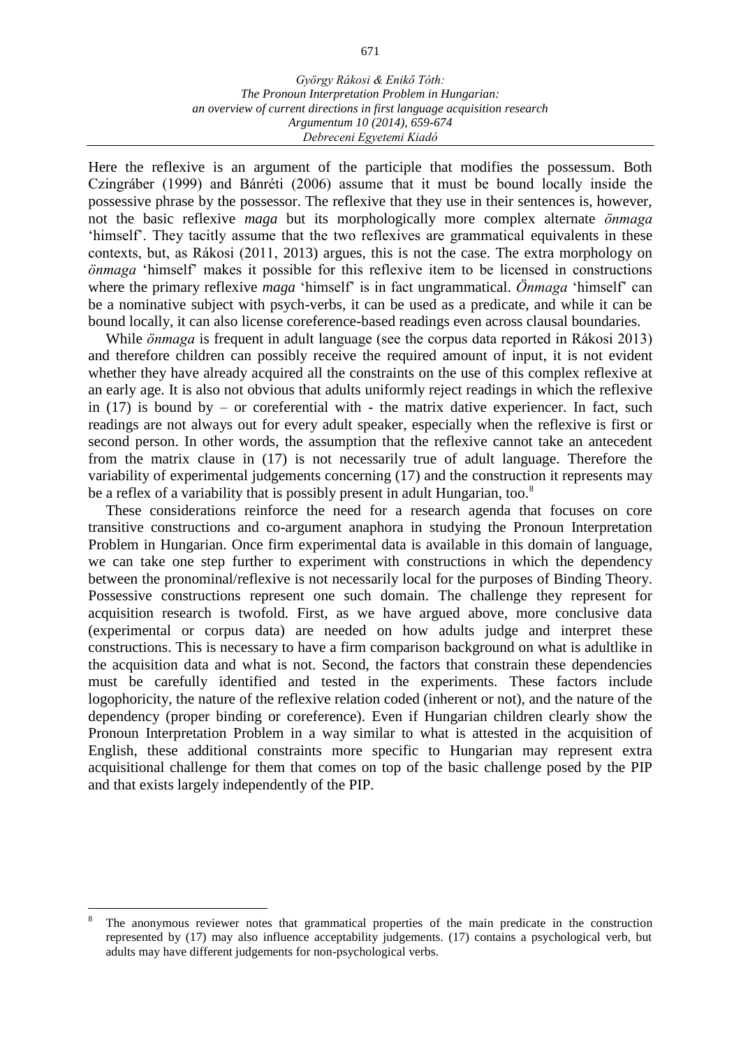Here the reflexive is an argument of the participle that modifies the possessum. Both Czingráber (1999) and Bánréti (2006) assume that it must be bound locally inside the possessive phrase by the possessor. The reflexive that they use in their sentences is, however, not the basic reflexive *maga* but its morphologically more complex alternate *önmaga* 'himself'. They tacitly assume that the two reflexives are grammatical equivalents in these contexts, but, as Rákosi (2011, 2013) argues, this is not the case. The extra morphology on *önmaga* 'himself' makes it possible for this reflexive item to be licensed in constructions where the primary reflexive *maga* 'himself' is in fact ungrammatical. *Önmaga* 'himself' can be a nominative subject with psych-verbs, it can be used as a predicate, and while it can be bound locally, it can also license coreference-based readings even across clausal boundaries.

While *önmaga* is frequent in adult language (see the corpus data reported in Rákosi 2013) and therefore children can possibly receive the required amount of input, it is not evident whether they have already acquired all the constraints on the use of this complex reflexive at an early age. It is also not obvious that adults uniformly reject readings in which the reflexive in (17) is bound by – or coreferential with - the matrix dative experiencer. In fact, such readings are not always out for every adult speaker, especially when the reflexive is first or second person. In other words, the assumption that the reflexive cannot take an antecedent from the matrix clause in (17) is not necessarily true of adult language. Therefore the variability of experimental judgements concerning (17) and the construction it represents may be a reflex of a variability that is possibly present in adult Hungarian, too.[8]

These considerations reinforce the need for a research agenda that focuses on core transitive constructions and co-argument anaphora in studying the Pronoun Interpretation Problem in Hungarian. Once firm experimental data is available in this domain of language, we can take one step further to experiment with constructions in which the dependency between the pronominal/reflexive is not necessarily local for the purposes of Binding Theory. Possessive constructions represent one such domain. The challenge they represent for acquisition research is twofold. First, as we have argued above, more conclusive data (experimental or corpus data) are needed on how adults judge and interpret these constructions. This is necessary to have a firm comparison background on what is adultlike in the acquisition data and what is not. Second, the factors that constrain these dependencies must be carefully identified and tested in the experiments. These factors include logophoricity, the nature of the reflexive relation coded (inherent or not), and the nature of the dependency (proper binding or coreference). Even if Hungarian children clearly show the Pronoun Interpretation Problem in a way similar to what is attested in the acquisition of English, these additional constraints more specific to Hungarian may represent extra acquisitional challenge for them that comes on top of the basic challenge posed by the PIP and that exists largely independently of the PIP.

---

[8] The anonymous reviewer notes that grammatical properties of the main predicate in the construction represented by (17) may also influence acceptability judgements. (17) contains a psychological verb, but adults may have different judgements for non-psychological verbs.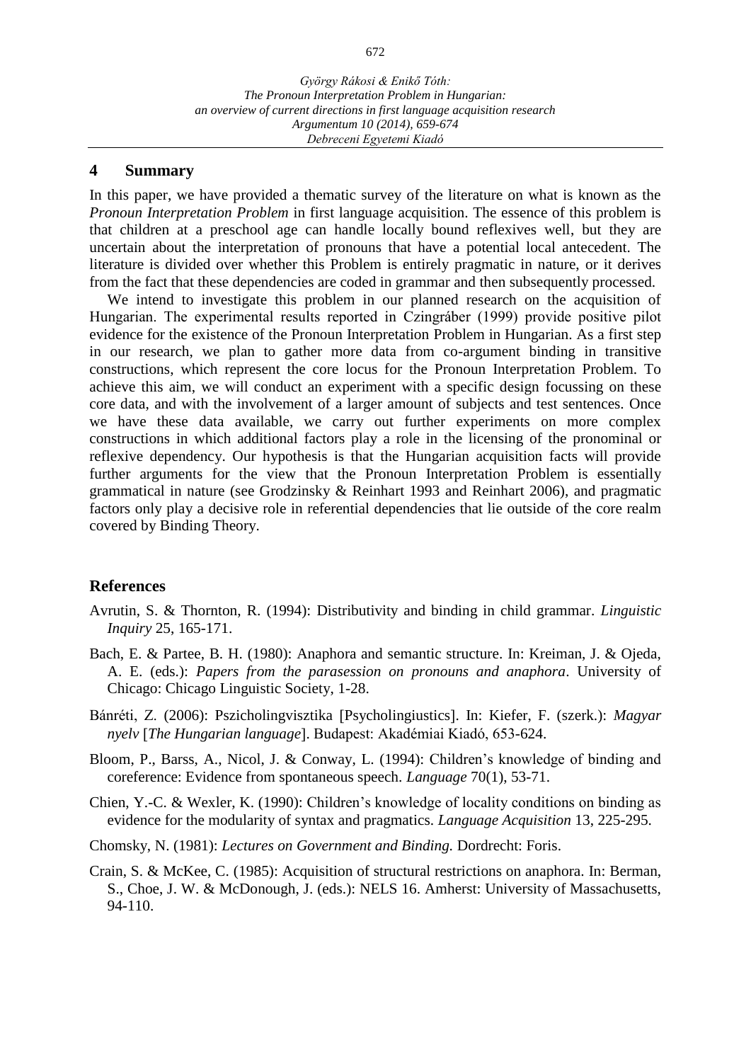## 4 Summary

In this paper, we have provided a thematic survey of the literature on what is known as the *Pronoun Interpretation Problem* in first language acquisition. The essence of this problem is that children at a preschool age can handle locally bound reflexives well, but they are uncertain about the interpretation of pronouns that have a potential local antecedent. The literature is divided over whether this Problem is entirely pragmatic in nature, or it derives from the fact that these dependencies are coded in grammar and then subsequently processed.

We intend to investigate this problem in our planned research on the acquisition of Hungarian. The experimental results reported in Czingráber (1999) provide positive pilot evidence for the existence of the Pronoun Interpretation Problem in Hungarian. As a first step in our research, we plan to gather more data from co-argument binding in transitive constructions, which represent the core locus for the Pronoun Interpretation Problem. To achieve this aim, we will conduct an experiment with a specific design focussing on these core data, and with the involvement of a larger amount of subjects and test sentences. Once we have these data available, we carry out further experiments on more complex constructions in which additional factors play a role in the licensing of the pronominal or reflexive dependency. Our hypothesis is that the Hungarian acquisition facts will provide further arguments for the view that the Pronoun Interpretation Problem is essentially grammatical in nature (see Grodzinsky & Reinhart 1993 and Reinhart 2006), and pragmatic factors only play a decisive role in referential dependencies that lie outside of the core realm covered by Binding Theory.

## References

Avrutin, S. & Thornton, R. (1994): Distributivity and binding in child grammar. *Linguistic Inquiry* 25, 165-171.

Bach, E. & Partee, B. H. (1980): Anaphora and semantic structure. In: Kreiman, J. & Ojeda, A. E. (eds.): *Papers from the parasession on pronouns and anaphora*. University of Chicago: Chicago Linguistic Society, 1-28.

Bánréti, Z. (2006): Pszicholingvisztika [Psycholingiustics]. In: Kiefer, F. (szerk.): *Magyar nyelv* [*The Hungarian language*]. Budapest: Akadémiai Kiadó, 653-624.

Bloom, P., Barss, A., Nicol, J. & Conway, L. (1994): Children's knowledge of binding and coreference: Evidence from spontaneous speech. *Language* 70(1), 53-71.

Chien, Y.-C. & Wexler, K. (1990): Children's knowledge of locality conditions on binding as evidence for the modularity of syntax and pragmatics. *Language Acquisition* 13, 225-295.

Chomsky, N. (1981): *Lectures on Government and Binding.* Dordrecht: Foris.

Crain, S. & McKee, C. (1985): Acquisition of structural restrictions on anaphora. In: Berman, S., Choe, J. W. & McDonough, J. (eds.): NELS 16. Amherst: University of Massachusetts, 94-110.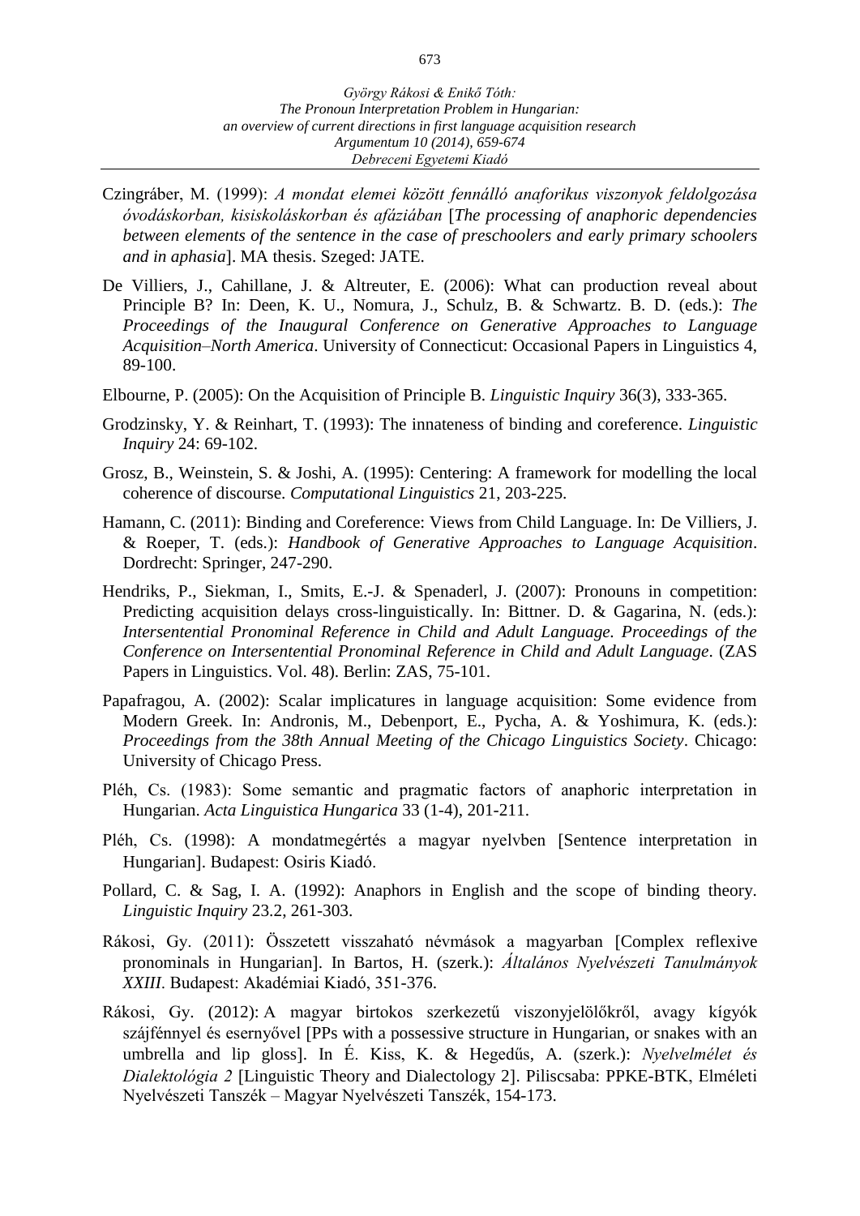Czingráber, M. (1999): *A mondat elemei között fennálló anaforikus viszonyok feldolgozása óvodáskorban, kisiskoláskorban és afáziában* [*The processing of anaphoric dependencies between elements of the sentence in the case of preschoolers and early primary schoolers and in aphasia*]. MA thesis. Szeged: JATE.

De Villiers, J., Cahillane, J. & Altreuter, E. (2006): What can production reveal about Principle B? In: Deen, K. U., Nomura, J., Schulz, B. & Schwartz. B. D. (eds.): *The Proceedings of the Inaugural Conference on Generative Approaches to Language Acquisition–North America*. University of Connecticut: Occasional Papers in Linguistics 4, 89-100.

Elbourne, P. (2005): On the Acquisition of Principle B. *Linguistic Inquiry* 36(3), 333-365.

Grodzinsky, Y. & Reinhart, T. (1993): The innateness of binding and coreference. *Linguistic Inquiry* 24: 69-102.

Grosz, B., Weinstein, S. & Joshi, A. (1995): Centering: A framework for modelling the local coherence of discourse. *Computational Linguistics* 21, 203-225.

Hamann, C. (2011): Binding and Coreference: Views from Child Language. In: De Villiers, J. & Roeper, T. (eds.): *Handbook of Generative Approaches to Language Acquisition*. Dordrecht: Springer, 247-290.

Hendriks, P., Siekman, I., Smits, E.-J. & Spenaderl, J. (2007): Pronouns in competition: Predicting acquisition delays cross-linguistically. In: Bittner. D. & Gagarina, N. (eds.): *Intersentential Pronominal Reference in Child and Adult Language. Proceedings of the Conference on Intersentential Pronominal Reference in Child and Adult Language*. (ZAS Papers in Linguistics. Vol. 48). Berlin: ZAS, 75-101.

Papafragou, A. (2002): Scalar implicatures in language acquisition: Some evidence from Modern Greek. In: Andronis, M., Debenport, E., Pycha, A. & Yoshimura, K. (eds.): *Proceedings from the 38th Annual Meeting of the Chicago Linguistics Society*. Chicago: University of Chicago Press.

Pléh, Cs. (1983): Some semantic and pragmatic factors of anaphoric interpretation in Hungarian. *Acta Linguistica Hungarica* 33 (1-4), 201-211.

Pléh, Cs. (1998): A mondatmegértés a magyar nyelvben [Sentence interpretation in Hungarian]. Budapest: Osiris Kiadó.

Pollard, C. & Sag, I. A. (1992): Anaphors in English and the scope of binding theory. *Linguistic Inquiry* 23.2, 261-303.

Rákosi, Gy. (2011): Összetett visszaható névmások a magyarban [Complex reflexive pronominals in Hungarian]. In Bartos, H. (szerk.): *Általános Nyelvészeti Tanulmányok XXIII*. Budapest: Akadémiai Kiadó, 351-376.

Rákosi, Gy. (2012): A magyar birtokos szerkezetű viszonyjelölőkről, avagy kígyók szájfénnyel és esernyővel [PPs with a possessive structure in Hungarian, or snakes with an umbrella and lip gloss]. In É. Kiss, K. & Hegedűs, A. (szerk.): *Nyelvelmélet és Dialektológia 2* [Linguistic Theory and Dialectology 2]. Piliscsaba: PPKE-BTK, Elméleti Nyelvészeti Tanszék – Magyar Nyelvészeti Tanszék, 154-173.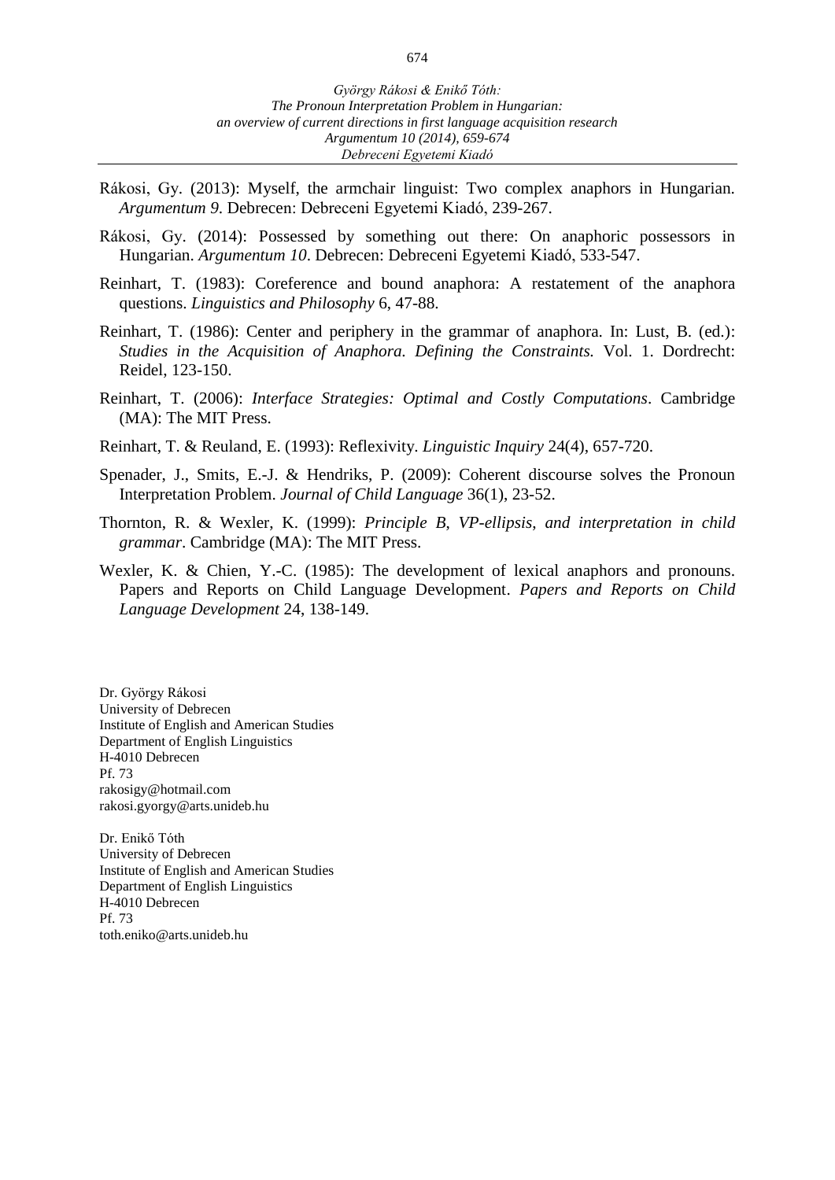Rákosi, Gy. (2013): Myself, the armchair linguist: Two complex anaphors in Hungarian. *Argumentum 9*. Debrecen: Debreceni Egyetemi Kiadó, 239-267.

Rákosi, Gy. (2014): Possessed by something out there: On anaphoric possessors in Hungarian. *Argumentum 10*. Debrecen: Debreceni Egyetemi Kiadó, 533-547.

Reinhart, T. (1983): Coreference and bound anaphora: A restatement of the anaphora questions. *Linguistics and Philosophy* 6, 47-88.

Reinhart, T. (1986): Center and periphery in the grammar of anaphora. In: Lust, B. (ed.): *Studies in the Acquisition of Anaphora. Defining the Constraints.* Vol. 1. Dordrecht: Reidel, 123-150.

Reinhart, T. (2006): *Interface Strategies: Optimal and Costly Computations*. Cambridge (MA): The MIT Press.

Reinhart, T. & Reuland, E. (1993): Reflexivity. *Linguistic Inquiry* 24(4), 657-720.

Spenader, J., Smits, E.-J. & Hendriks, P. (2009): Coherent discourse solves the Pronoun Interpretation Problem. *Journal of Child Language* 36(1), 23-52.

Thornton, R. & Wexler, K. (1999): *Principle B, VP-ellipsis, and interpretation in child grammar*. Cambridge (MA): The MIT Press.

Wexler, K. & Chien, Y.-C. (1985): The development of lexical anaphors and pronouns. Papers and Reports on Child Language Development. *Papers and Reports on Child Language Development* 24, 138-149.

Dr. György Rákosi
University of Debrecen
Institute of English and American Studies
Department of English Linguistics
H-4010 Debrecen
Pf. 73
rakosigy@hotmail.com
rakosi.gyorgy@arts.unideb.hu

Dr. Enikő Tóth
University of Debrecen
Institute of English and American Studies
Department of English Linguistics
H-4010 Debrecen
Pf. 73
toth.eniko@arts.unideb.hu